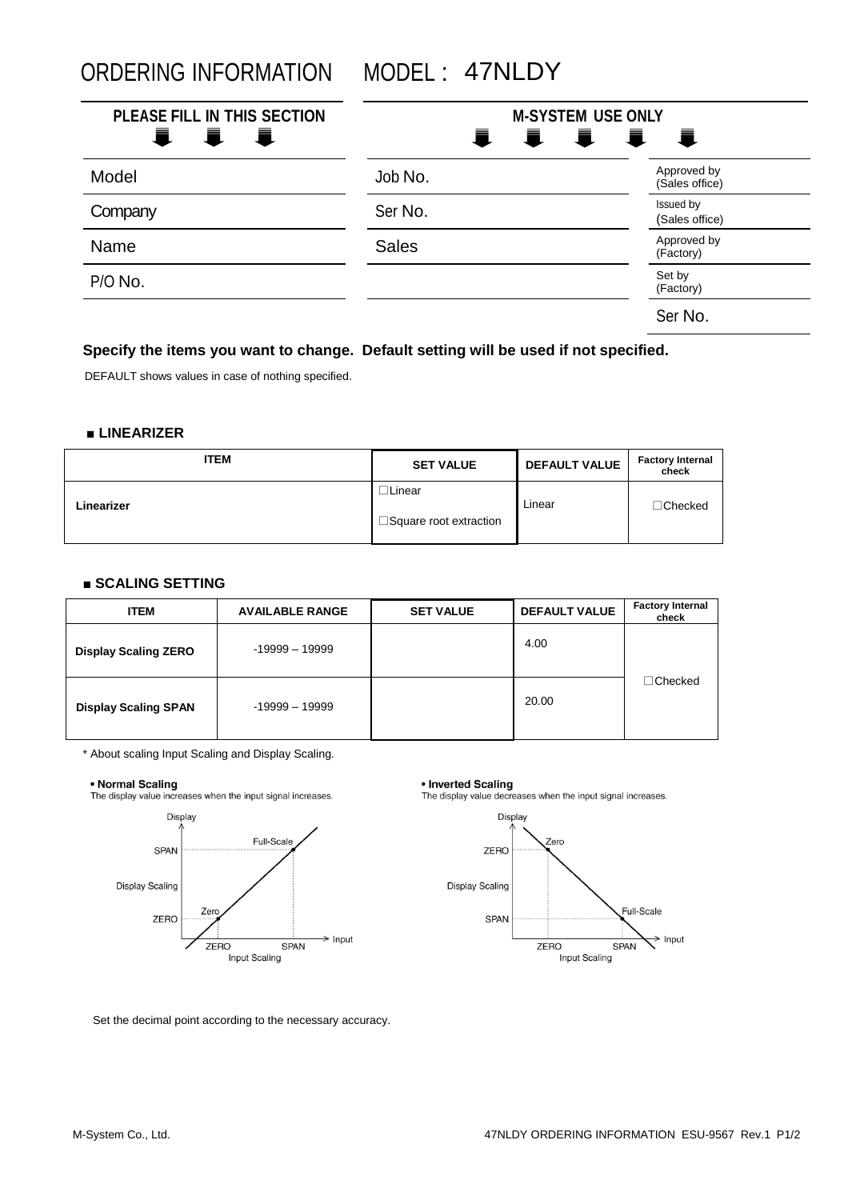# ORDERING INFORMATION MODEL : 47NLDY

| PLEASE FILL IN THIS SECTION | M-SYSTEM USE ONLY | |
|---|---|---|
| Model | Job No. | Approved by (Sales office) |
| Company | Ser No. | Issued by (Sales office) |
| Name | Sales | Approved by (Factory) |
| P/O No. | | Set by (Factory) |
| | | Ser No. |

**Specify the items you want to change. Default setting will be used if not specified.**

DEFAULT shows values in case of nothing specified.

## ■ LINEARIZER

| ITEM | SET VALUE | DEFAULT VALUE | Factory Internal check |
|---|---|---|---|
| **Linearizer** | ☐Linear<br>☐Square root extraction | Linear | ☐Checked |

## ■ SCALING SETTING

| ITEM | AVAILABLE RANGE | SET VALUE | DEFAULT VALUE | Factory Internal check |
|---|---|---|---|---|
| **Display Scaling ZERO** | -19999 – 19999 | | 4.00 | ☐Checked |
| **Display Scaling SPAN** | -19999 – 19999 | | 20.00 | |

\* About scaling Input Scaling and Display Scaling.

**• Normal Scaling**
The display value increases when the input signal increases.

Display, SPAN, Display Scaling, ZERO, Full-Scale, Zero, Input, ZERO, SPAN, Input Scaling

**• Inverted Scaling**
The display value decreases when the input signal increases.

Display, ZERO, Display Scaling, SPAN, Zero, Full-Scale, Input, ZERO, SPAN, Input Scaling

Set the decimal point according to the necessary accuracy.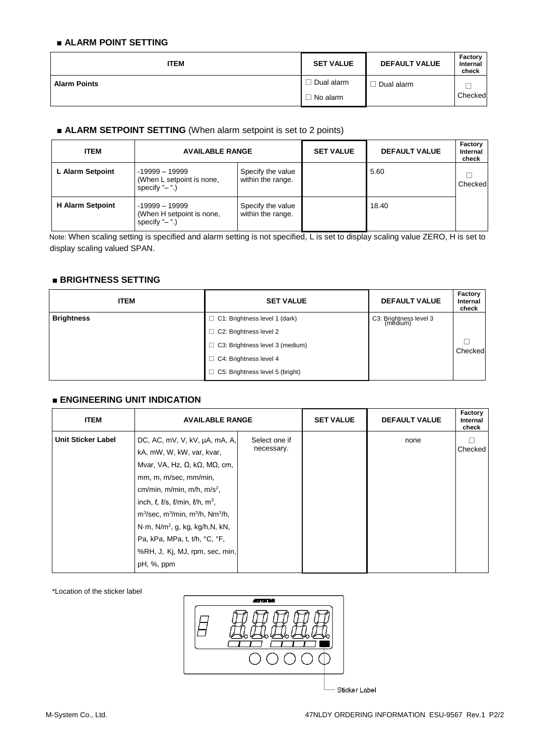## ■ ALARM POINT SETTING

| ITEM | SET VALUE | DEFAULT VALUE | Factory Internal check |
|---|---|---|---|
| Alarm Points | ☐ Dual alarm<br>☐ No alarm | ☐ Dual alarm | ☐<br>Checked |

## ■ ALARM SETPOINT SETTING (When alarm setpoint is set to 2 points)

| ITEM | AVAILABLE RANGE | | SET VALUE | DEFAULT VALUE | Factory Internal check |
|---|---|---|---|---|---|
| L Alarm Setpoint | -19999 – 19999<br>(When L setpoint is none, specify "– ".) | Specify the value within the range. | | 5.60 | ☐<br>Checked |
| H Alarm Setpoint | -19999 – 19999<br>(When H setpoint is none, specify "– ".) | Specify the value within the range. | | 18.40 | |

Note: When scaling setting is specified and alarm setting is not specified, L is set to display scaling value ZERO, H is set to display scaling valued SPAN.

## ■ BRIGHTNESS SETTING

| ITEM | SET VALUE | DEFAULT VALUE | Factory Internal check |
|---|---|---|---|
| Brightness | ☐ C1: Brightness level 1 (dark)<br>☐ C2: Brightness level 2<br>☐ C3: Brightness level 3 (medium)<br>☐ C4: Brightness level 4<br>☐ C5: Brightness level 5 (bright) | C3: Brightness level 3 (medium) | ☐<br>Checked |

## ■ ENGINEERING UNIT INDICATION

| ITEM | AVAILABLE RANGE | | SET VALUE | DEFAULT VALUE | Factory Internal check |
|---|---|---|---|---|---|
| Unit Sticker Label | DC, AC, mV, V, kV, μA, mA, A, kA, mW, W, kW, var, kvar, Mvar, VA, Hz, Ω, kΩ, MΩ, cm, mm, m, m/sec, mm/min, cm/min, m/min, m/h, m/s², inch, ℓ, ℓ/s, ℓ/min, ℓ/h, m³, m³/sec, m³/min, m³/h, Nm³/h, N·m, N/m², g, kg, kg/h,N, kN, Pa, kPa, MPa, t, t/h, °C, °F, %RH, J, Kj, MJ, rpm, sec, min, pH, %, ppm | Select one if necessary. | | none | ☐<br>Checked |

*Location of the sticker label

Sticker Label